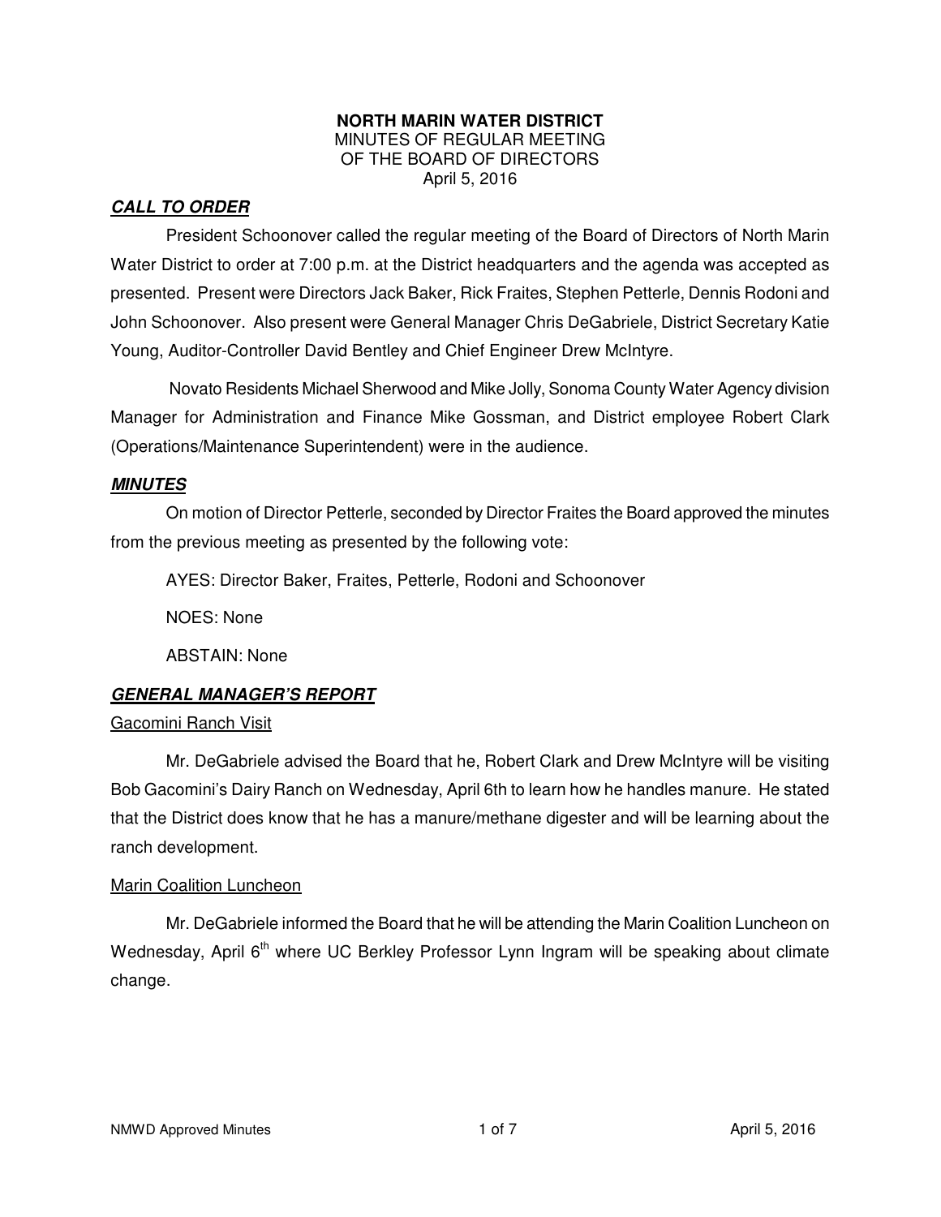**NORTH MARIN WATER DISTRICT**
MINUTES OF REGULAR MEETING
OF THE BOARD OF DIRECTORS
April 5, 2016

## ***CALL TO ORDER***

President Schoonover called the regular meeting of the Board of Directors of North Marin Water District to order at 7:00 p.m. at the District headquarters and the agenda was accepted as presented. Present were Directors Jack Baker, Rick Fraites, Stephen Petterle, Dennis Rodoni and John Schoonover. Also present were General Manager Chris DeGabriele, District Secretary Katie Young, Auditor-Controller David Bentley and Chief Engineer Drew McIntyre.

Novato Residents Michael Sherwood and Mike Jolly, Sonoma County Water Agency division Manager for Administration and Finance Mike Gossman, and District employee Robert Clark (Operations/Maintenance Superintendent) were in the audience.

## ***MINUTES***

On motion of Director Petterle, seconded by Director Fraites the Board approved the minutes from the previous meeting as presented by the following vote:

AYES: Director Baker, Fraites, Petterle, Rodoni and Schoonover

NOES: None

ABSTAIN: None

## ***GENERAL MANAGER'S REPORT***

### Gacomini Ranch Visit

Mr. DeGabriele advised the Board that he, Robert Clark and Drew McIntyre will be visiting Bob Gacomini's Dairy Ranch on Wednesday, April 6th to learn how he handles manure. He stated that the District does know that he has a manure/methane digester and will be learning about the ranch development.

### Marin Coalition Luncheon

Mr. DeGabriele informed the Board that he will be attending the Marin Coalition Luncheon on Wednesday, April 6th where UC Berkley Professor Lynn Ingram will be speaking about climate change.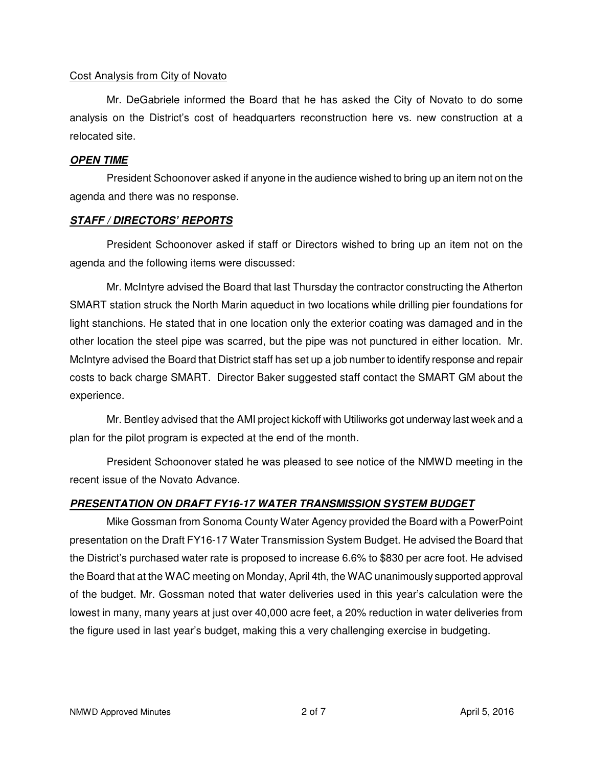Cost Analysis from City of Novato

Mr. DeGabriele informed the Board that he has asked the City of Novato to do some analysis on the District's cost of headquarters reconstruction here vs. new construction at a relocated site.

## ***OPEN TIME***

President Schoonover asked if anyone in the audience wished to bring up an item not on the agenda and there was no response.

## ***STAFF / DIRECTORS' REPORTS***

President Schoonover asked if staff or Directors wished to bring up an item not on the agenda and the following items were discussed:

Mr. McIntyre advised the Board that last Thursday the contractor constructing the Atherton SMART station struck the North Marin aqueduct in two locations while drilling pier foundations for light stanchions. He stated that in one location only the exterior coating was damaged and in the other location the steel pipe was scarred, but the pipe was not punctured in either location. Mr. McIntyre advised the Board that District staff has set up a job number to identify response and repair costs to back charge SMART. Director Baker suggested staff contact the SMART GM about the experience.

Mr. Bentley advised that the AMI project kickoff with Utiliworks got underway last week and a plan for the pilot program is expected at the end of the month.

President Schoonover stated he was pleased to see notice of the NMWD meeting in the recent issue of the Novato Advance.

## ***PRESENTATION ON DRAFT FY16-17 WATER TRANSMISSION SYSTEM BUDGET***

Mike Gossman from Sonoma County Water Agency provided the Board with a PowerPoint presentation on the Draft FY16-17 Water Transmission System Budget. He advised the Board that the District's purchased water rate is proposed to increase 6.6% to $830 per acre foot. He advised the Board that at the WAC meeting on Monday, April 4th, the WAC unanimously supported approval of the budget. Mr. Gossman noted that water deliveries used in this year's calculation were the lowest in many, many years at just over 40,000 acre feet, a 20% reduction in water deliveries from the figure used in last year's budget, making this a very challenging exercise in budgeting.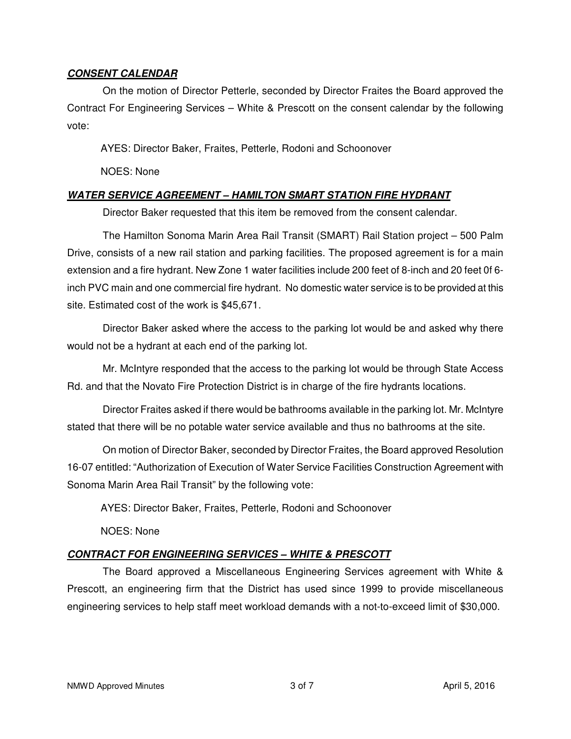***CONSENT CALENDAR***

On the motion of Director Petterle, seconded by Director Fraites the Board approved the Contract For Engineering Services – White & Prescott on the consent calendar by the following vote:

AYES: Director Baker, Fraites, Petterle, Rodoni and Schoonover

NOES: None

***WATER SERVICE AGREEMENT – HAMILTON SMART STATION FIRE HYDRANT***

Director Baker requested that this item be removed from the consent calendar.

The Hamilton Sonoma Marin Area Rail Transit (SMART) Rail Station project – 500 Palm Drive, consists of a new rail station and parking facilities. The proposed agreement is for a main extension and a fire hydrant. New Zone 1 water facilities include 200 feet of 8-inch and 20 feet 0f 6-inch PVC main and one commercial fire hydrant. No domestic water service is to be provided at this site. Estimated cost of the work is $45,671.

Director Baker asked where the access to the parking lot would be and asked why there would not be a hydrant at each end of the parking lot.

Mr. McIntyre responded that the access to the parking lot would be through State Access Rd. and that the Novato Fire Protection District is in charge of the fire hydrants locations.

Director Fraites asked if there would be bathrooms available in the parking lot. Mr. McIntyre stated that there will be no potable water service available and thus no bathrooms at the site.

On motion of Director Baker, seconded by Director Fraites, the Board approved Resolution 16-07 entitled: "Authorization of Execution of Water Service Facilities Construction Agreement with Sonoma Marin Area Rail Transit" by the following vote:

AYES: Director Baker, Fraites, Petterle, Rodoni and Schoonover

NOES: None

***CONTRACT FOR ENGINEERING SERVICES – WHITE & PRESCOTT***

The Board approved a Miscellaneous Engineering Services agreement with White & Prescott, an engineering firm that the District has used since 1999 to provide miscellaneous engineering services to help staff meet workload demands with a not-to-exceed limit of $30,000.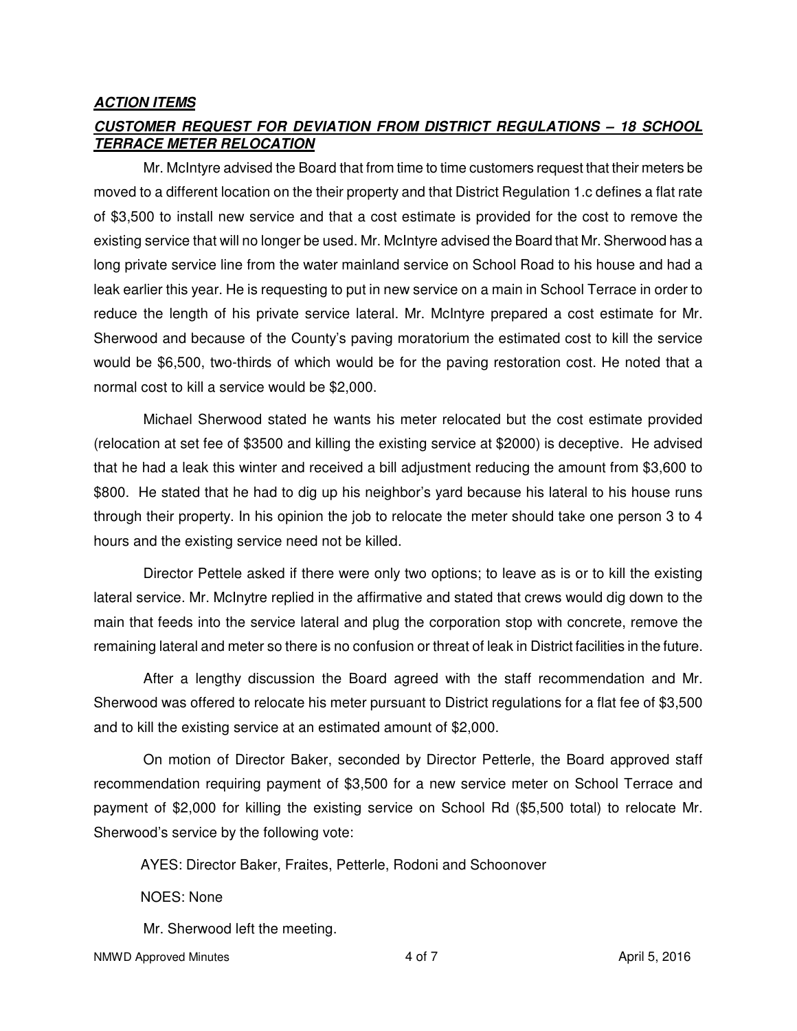***ACTION ITEMS***

***CUSTOMER REQUEST FOR DEVIATION FROM DISTRICT REGULATIONS – 18 SCHOOL TERRACE METER RELOCATION***

Mr. McIntyre advised the Board that from time to time customers request that their meters be moved to a different location on the their property and that District Regulation 1.c defines a flat rate of $3,500 to install new service and that a cost estimate is provided for the cost to remove the existing service that will no longer be used. Mr. McIntyre advised the Board that Mr. Sherwood has a long private service line from the water mainland service on School Road to his house and had a leak earlier this year. He is requesting to put in new service on a main in School Terrace in order to reduce the length of his private service lateral. Mr. McIntyre prepared a cost estimate for Mr. Sherwood and because of the County's paving moratorium the estimated cost to kill the service would be $6,500, two-thirds of which would be for the paving restoration cost. He noted that a normal cost to kill a service would be $2,000.

Michael Sherwood stated he wants his meter relocated but the cost estimate provided (relocation at set fee of $3500 and killing the existing service at $2000) is deceptive. He advised that he had a leak this winter and received a bill adjustment reducing the amount from $3,600 to $800. He stated that he had to dig up his neighbor's yard because his lateral to his house runs through their property. In his opinion the job to relocate the meter should take one person 3 to 4 hours and the existing service need not be killed.

Director Pettele asked if there were only two options; to leave as is or to kill the existing lateral service. Mr. McInytre replied in the affirmative and stated that crews would dig down to the main that feeds into the service lateral and plug the corporation stop with concrete, remove the remaining lateral and meter so there is no confusion or threat of leak in District facilities in the future.

After a lengthy discussion the Board agreed with the staff recommendation and Mr. Sherwood was offered to relocate his meter pursuant to District regulations for a flat fee of $3,500 and to kill the existing service at an estimated amount of $2,000.

On motion of Director Baker, seconded by Director Petterle, the Board approved staff recommendation requiring payment of $3,500 for a new service meter on School Terrace and payment of $2,000 for killing the existing service on School Rd ($5,500 total) to relocate Mr. Sherwood's service by the following vote:

AYES: Director Baker, Fraites, Petterle, Rodoni and Schoonover

NOES: None

Mr. Sherwood left the meeting.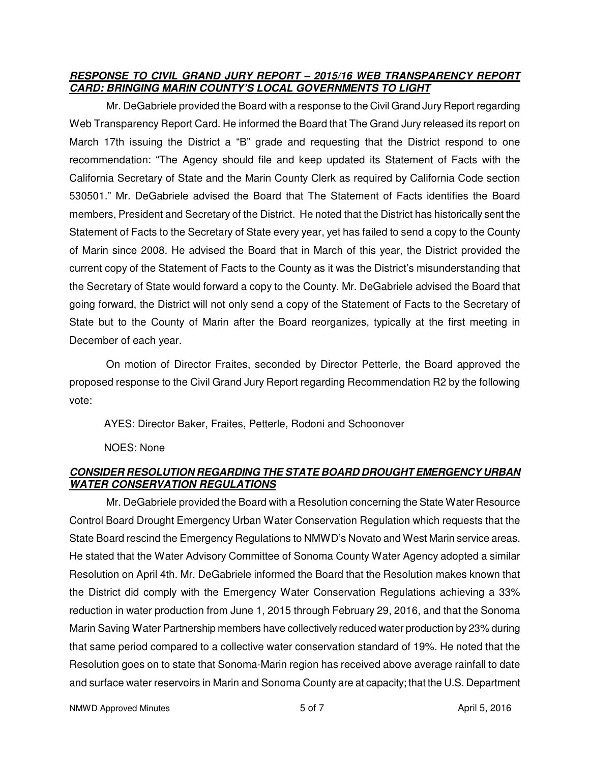***RESPONSE TO CIVIL GRAND JURY REPORT – 2015/16 WEB TRANSPARENCY REPORT CARD: BRINGING MARIN COUNTY'S LOCAL GOVERNMENTS TO LIGHT***

Mr. DeGabriele provided the Board with a response to the Civil Grand Jury Report regarding Web Transparency Report Card. He informed the Board that The Grand Jury released its report on March 17th issuing the District a "B" grade and requesting that the District respond to one recommendation: "The Agency should file and keep updated its Statement of Facts with the California Secretary of State and the Marin County Clerk as required by California Code section 530501." Mr. DeGabriele advised the Board that The Statement of Facts identifies the Board members, President and Secretary of the District. He noted that the District has historically sent the Statement of Facts to the Secretary of State every year, yet has failed to send a copy to the County of Marin since 2008. He advised the Board that in March of this year, the District provided the current copy of the Statement of Facts to the County as it was the District's misunderstanding that the Secretary of State would forward a copy to the County. Mr. DeGabriele advised the Board that going forward, the District will not only send a copy of the Statement of Facts to the Secretary of State but to the County of Marin after the Board reorganizes, typically at the first meeting in December of each year.

On motion of Director Fraites, seconded by Director Petterle, the Board approved the proposed response to the Civil Grand Jury Report regarding Recommendation R2 by the following vote:

AYES: Director Baker, Fraites, Petterle, Rodoni and Schoonover

NOES: None

***CONSIDER RESOLUTION REGARDING THE STATE BOARD DROUGHT EMERGENCY URBAN WATER CONSERVATION REGULATIONS***

Mr. DeGabriele provided the Board with a Resolution concerning the State Water Resource Control Board Drought Emergency Urban Water Conservation Regulation which requests that the State Board rescind the Emergency Regulations to NMWD's Novato and West Marin service areas. He stated that the Water Advisory Committee of Sonoma County Water Agency adopted a similar Resolution on April 4th. Mr. DeGabriele informed the Board that the Resolution makes known that the District did comply with the Emergency Water Conservation Regulations achieving a 33% reduction in water production from June 1, 2015 through February 29, 2016, and that the Sonoma Marin Saving Water Partnership members have collectively reduced water production by 23% during that same period compared to a collective water conservation standard of 19%. He noted that the Resolution goes on to state that Sonoma-Marin region has received above average rainfall to date and surface water reservoirs in Marin and Sonoma County are at capacity; that the U.S. Department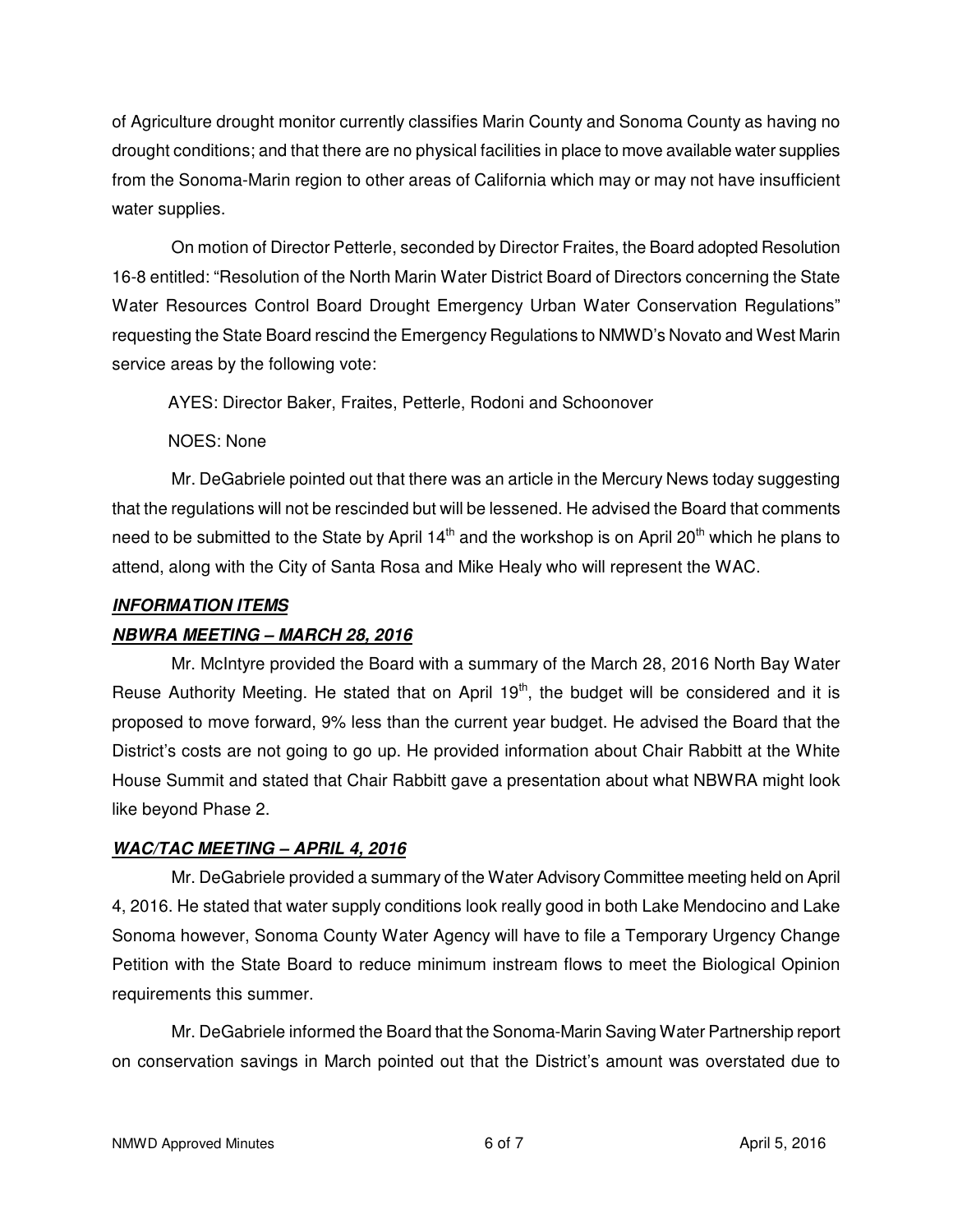of Agriculture drought monitor currently classifies Marin County and Sonoma County as having no drought conditions; and that there are no physical facilities in place to move available water supplies from the Sonoma-Marin region to other areas of California which may or may not have insufficient water supplies.

On motion of Director Petterle, seconded by Director Fraites, the Board adopted Resolution 16-8 entitled: "Resolution of the North Marin Water District Board of Directors concerning the State Water Resources Control Board Drought Emergency Urban Water Conservation Regulations" requesting the State Board rescind the Emergency Regulations to NMWD's Novato and West Marin service areas by the following vote:

AYES: Director Baker, Fraites, Petterle, Rodoni and Schoonover

NOES: None

Mr. DeGabriele pointed out that there was an article in the Mercury News today suggesting that the regulations will not be rescinded but will be lessened. He advised the Board that comments need to be submitted to the State by April 14th and the workshop is on April 20th which he plans to attend, along with the City of Santa Rosa and Mike Healy who will represent the WAC.

***INFORMATION ITEMS***

***NBWRA MEETING – MARCH 28, 2016***

Mr. McIntyre provided the Board with a summary of the March 28, 2016 North Bay Water Reuse Authority Meeting. He stated that on April 19th, the budget will be considered and it is proposed to move forward, 9% less than the current year budget. He advised the Board that the District's costs are not going to go up. He provided information about Chair Rabbitt at the White House Summit and stated that Chair Rabbitt gave a presentation about what NBWRA might look like beyond Phase 2.

***WAC/TAC MEETING – APRIL 4, 2016***

Mr. DeGabriele provided a summary of the Water Advisory Committee meeting held on April 4, 2016. He stated that water supply conditions look really good in both Lake Mendocino and Lake Sonoma however, Sonoma County Water Agency will have to file a Temporary Urgency Change Petition with the State Board to reduce minimum instream flows to meet the Biological Opinion requirements this summer.

Mr. DeGabriele informed the Board that the Sonoma-Marin Saving Water Partnership report on conservation savings in March pointed out that the District's amount was overstated due to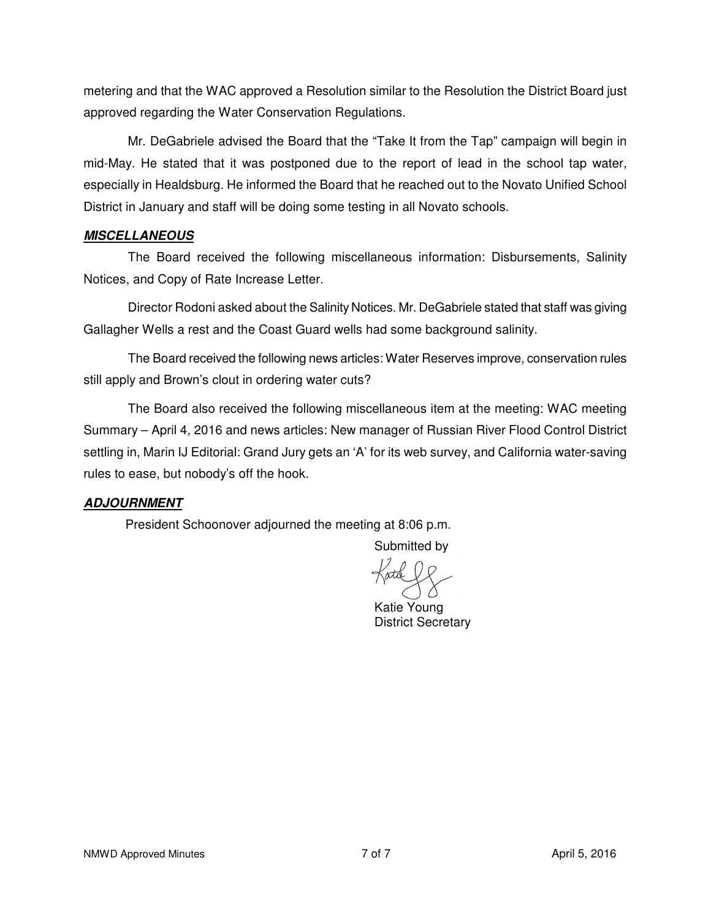metering and that the WAC approved a Resolution similar to the Resolution the District Board just approved regarding the Water Conservation Regulations.

Mr. DeGabriele advised the Board that the "Take It from the Tap" campaign will begin in mid-May. He stated that it was postponed due to the report of lead in the school tap water, especially in Healdsburg. He informed the Board that he reached out to the Novato Unified School District in January and staff will be doing some testing in all Novato schools.

***MISCELLANEOUS***

The Board received the following miscellaneous information: Disbursements, Salinity Notices, and Copy of Rate Increase Letter.

Director Rodoni asked about the Salinity Notices. Mr. DeGabriele stated that staff was giving Gallagher Wells a rest and the Coast Guard wells had some background salinity.

The Board received the following news articles: Water Reserves improve, conservation rules still apply and Brown's clout in ordering water cuts?

The Board also received the following miscellaneous item at the meeting: WAC meeting Summary – April 4, 2016 and news articles: New manager of Russian River Flood Control District settling in, Marin IJ Editorial: Grand Jury gets an 'A' for its web survey, and California water-saving rules to ease, but nobody's off the hook.

***ADJOURNMENT***

President Schoonover adjourned the meeting at 8:06 p.m.

Submitted by

Katie Young
District Secretary